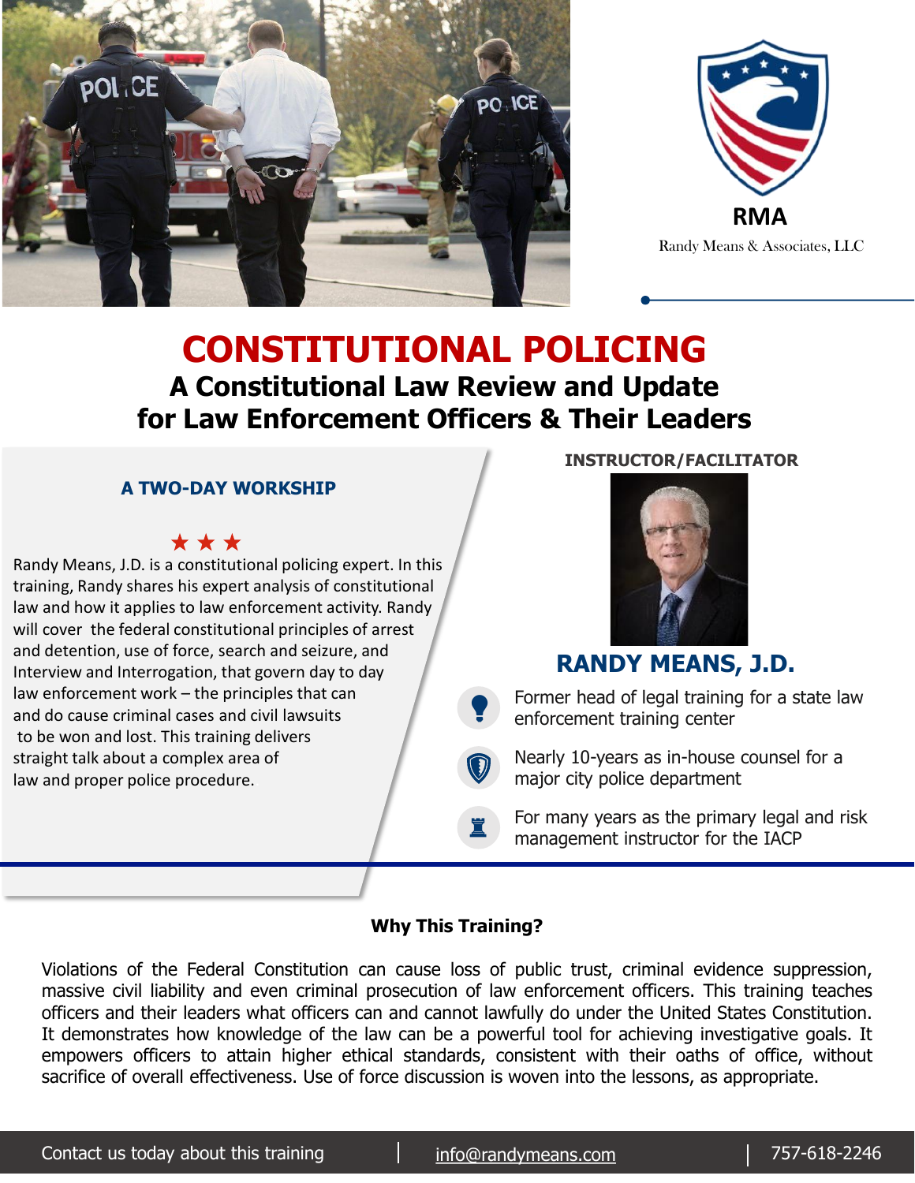RMA

Randy Means & Associates, LLC

# CONSTITUTIONAL POLICING

## A Constitutional Law Review and Update for Law Enforcement Officers & Their Leaders

### A TWO-DAY WORKSHOP

★ ★ ★

Randy Means, J.D. is a constitutional policing expert. In this training, Randy shares his expert analysis of constitutional law and how it applies to law enforcement activity. Randy will cover the federal constitutional principles of arrest and detention, use of force, search and seizure, and Interview and Interrogation, that govern day to day law enforcement work – the principles that can and do cause criminal cases and civil lawsuits to be won and lost. This training delivers straight talk about a complex area of law and proper police procedure.

**INSTRUCTOR/FACILITATOR**

### RANDY MEANS, J.D.

- Former head of legal training for a state law enforcement training center
- Nearly 10-years as in-house counsel for a major city police department
- For many years as the primary legal and risk management instructor for the IACP

**Why This Training?**

Violations of the Federal Constitution can cause loss of public trust, criminal evidence suppression, massive civil liability and even criminal prosecution of law enforcement officers. This training teaches officers and their leaders what officers can and cannot lawfully do under the United States Constitution. It demonstrates how knowledge of the law can be a powerful tool for achieving investigative goals. It empowers officers to attain higher ethical standards, consistent with their oaths of office, without sacrifice of overall effectiveness. Use of force discussion is woven into the lessons, as appropriate.

Contact us today about this training | info@randymeans.com | 757-618-2246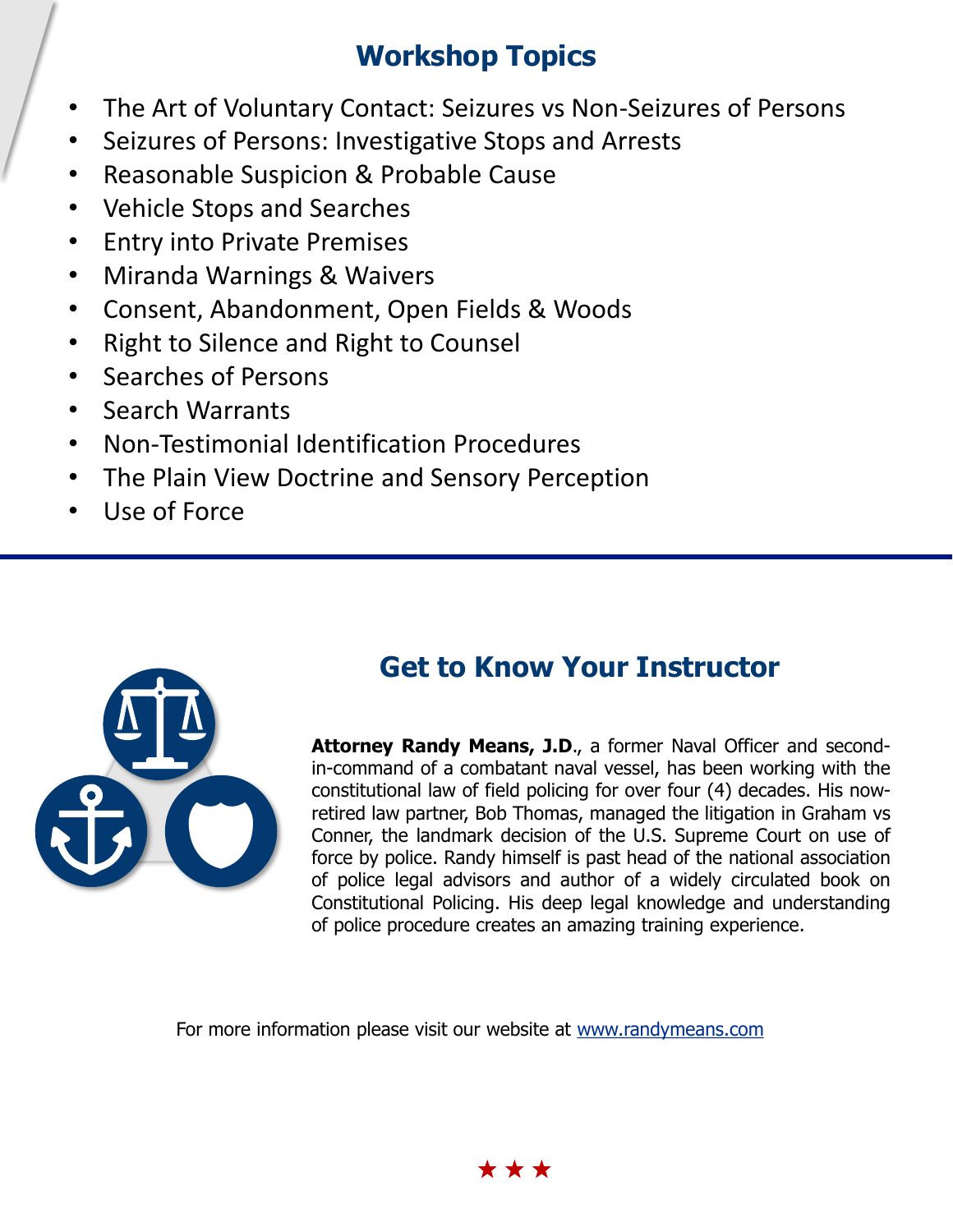## Workshop Topics

- The Art of Voluntary Contact: Seizures vs Non-Seizures of Persons
- Seizures of Persons: Investigative Stops and Arrests
- Reasonable Suspicion & Probable Cause
- Vehicle Stops and Searches
- Entry into Private Premises
- Miranda Warnings & Waivers
- Consent, Abandonment, Open Fields & Woods
- Right to Silence and Right to Counsel
- Searches of Persons
- Search Warrants
- Non-Testimonial Identification Procedures
- The Plain View Doctrine and Sensory Perception
- Use of Force

## Get to Know Your Instructor

**Attorney Randy Means, J.D**., a former Naval Officer and second-in-command of a combatant naval vessel, has been working with the constitutional law of field policing for over four (4) decades. His now-retired law partner, Bob Thomas, managed the litigation in Graham vs Conner, the landmark decision of the U.S. Supreme Court on use of force by police. Randy himself is past head of the national association of police legal advisors and author of a widely circulated book on Constitutional Policing. His deep legal knowledge and understanding of police procedure creates an amazing training experience.

For more information please visit our website at [www.randymeans.com](http://www.randymeans.com)

★ ★ ★